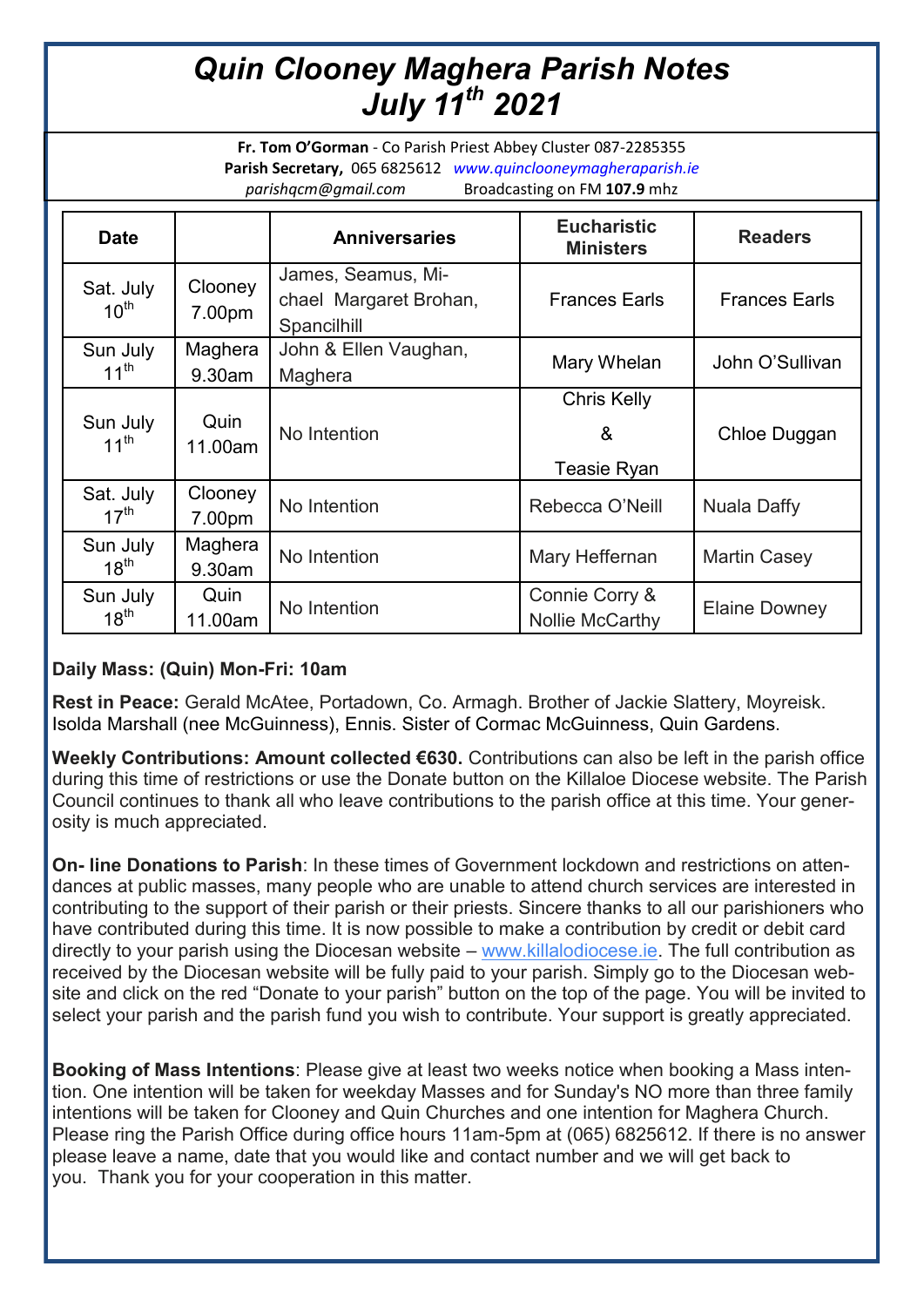# *Quin Clooney Maghera Parish Notes*
# *July 11th 2021*

**Fr. Tom O'Gorman** - Co Parish Priest Abbey Cluster 087-2285355
**Parish Secretary,** 065 6825612 *www.quinclooneymagheraparish.ie*
*parishqcm@gmail.com* Broadcasting on FM **107.9** mhz

| Date | | Anniversaries | Eucharistic Ministers | Readers |
|---|---|---|---|---|
| Sat. July 10th | Clooney 7.00pm | James, Seamus, Michael Margaret Brohan, Spancilhill | Frances Earls | Frances Earls |
| Sun July 11th | Maghera 9.30am | John & Ellen Vaughan, Maghera | Mary Whelan | John O'Sullivan |
| Sun July 11th | Quin 11.00am | No Intention | Chris Kelly & Teasie Ryan | Chloe Duggan |
| Sat. July 17th | Clooney 7.00pm | No Intention | Rebecca O'Neill | Nuala Daffy |
| Sun July 18th | Maghera 9.30am | No Intention | Mary Heffernan | Martin Casey |
| Sun July 18th | Quin 11.00am | No Intention | Connie Corry & Nollie McCarthy | Elaine Downey |

**Daily Mass: (Quin) Mon-Fri: 10am**

**Rest in Peace:** Gerald McAtee, Portadown, Co. Armagh. Brother of Jackie Slattery, Moyreisk. Isolda Marshall (nee McGuinness), Ennis. Sister of Cormac McGuinness, Quin Gardens.

**Weekly Contributions: Amount collected €630.** Contributions can also be left in the parish office during this time of restrictions or use the Donate button on the Killaloe Diocese website. The Parish Council continues to thank all who leave contributions to the parish office at this time. Your generosity is much appreciated.

**On- line Donations to Parish**: In these times of Government lockdown and restrictions on attendances at public masses, many people who are unable to attend church services are interested in contributing to the support of their parish or their priests. Sincere thanks to all our parishioners who have contributed during this time. It is now possible to make a contribution by credit or debit card directly to your parish using the Diocesan website – www.killalodiocese.ie. The full contribution as received by the Diocesan website will be fully paid to your parish. Simply go to the Diocesan website and click on the red "Donate to your parish" button on the top of the page. You will be invited to select your parish and the parish fund you wish to contribute. Your support is greatly appreciated.

**Booking of Mass Intentions**: Please give at least two weeks notice when booking a Mass intention. One intention will be taken for weekday Masses and for Sunday's NO more than three family intentions will be taken for Clooney and Quin Churches and one intention for Maghera Church. Please ring the Parish Office during office hours 11am-5pm at (065) 6825612. If there is no answer please leave a name, date that you would like and contact number and we will get back to you. Thank you for your cooperation in this matter.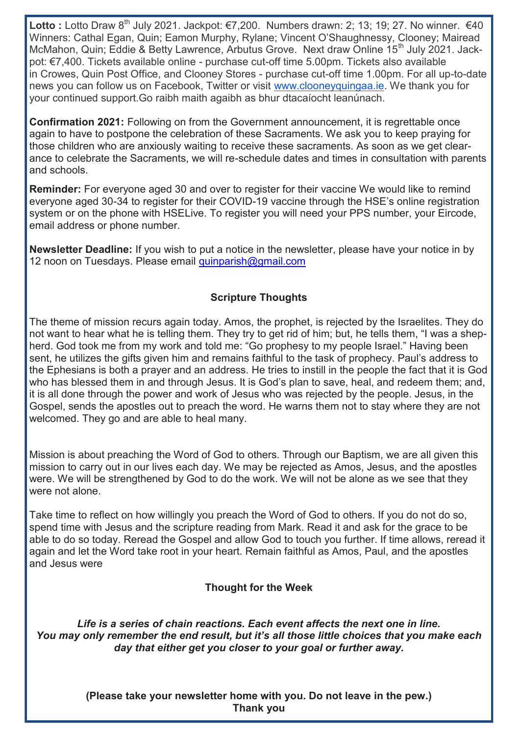**Lotto :** Lotto Draw 8th July 2021. Jackpot: €7,200. Numbers drawn: 2; 13; 19; 27. No winner. €40 Winners: Cathal Egan, Quin; Eamon Murphy, Rylane; Vincent O'Shaughnessy, Clooney; Mairead McMahon, Quin; Eddie & Betty Lawrence, Arbutus Grove. Next draw Online 15th July 2021. Jackpot: €7,400. Tickets available online - purchase cut-off time 5.00pm. Tickets also available in Crowes, Quin Post Office, and Clooney Stores - purchase cut-off time 1.00pm. For all up-to-date news you can follow us on Facebook, Twitter or visit www.clooneyquingaa.ie. We thank you for your continued support.Go raibh maith agaibh as bhur dtacaíocht leanúnach.

**Confirmation 2021:** Following on from the Government announcement, it is regrettable once again to have to postpone the celebration of these Sacraments. We ask you to keep praying for those children who are anxiously waiting to receive these sacraments. As soon as we get clearance to celebrate the Sacraments, we will re-schedule dates and times in consultation with parents and schools.

**Reminder:** For everyone aged 30 and over to register for their vaccine We would like to remind everyone aged 30-34 to register for their COVID-19 vaccine through the HSE's online registration system or on the phone with HSELive. To register you will need your PPS number, your Eircode, email address or phone number.

**Newsletter Deadline:** If you wish to put a notice in the newsletter, please have your notice in by 12 noon on Tuesdays. Please email quinparish@gmail.com

## Scripture Thoughts

The theme of mission recurs again today. Amos, the prophet, is rejected by the Israelites. They do not want to hear what he is telling them. They try to get rid of him; but, he tells them, "I was a shepherd. God took me from my work and told me: "Go prophesy to my people Israel." Having been sent, he utilizes the gifts given him and remains faithful to the task of prophecy. Paul's address to the Ephesians is both a prayer and an address. He tries to instill in the people the fact that it is God who has blessed them in and through Jesus. It is God's plan to save, heal, and redeem them; and, it is all done through the power and work of Jesus who was rejected by the people. Jesus, in the Gospel, sends the apostles out to preach the word. He warns them not to stay where they are not welcomed. They go and are able to heal many.

Mission is about preaching the Word of God to others. Through our Baptism, we are all given this mission to carry out in our lives each day. We may be rejected as Amos, Jesus, and the apostles were. We will be strengthened by God to do the work. We will not be alone as we see that they were not alone.

Take time to reflect on how willingly you preach the Word of God to others. If you do not do so, spend time with Jesus and the scripture reading from Mark. Read it and ask for the grace to be able to do so today. Reread the Gospel and allow God to touch you further. If time allows, reread it again and let the Word take root in your heart. Remain faithful as Amos, Paul, and the apostles and Jesus were

## Thought for the Week

***Life is a series of chain reactions. Each event affects the next one in line. You may only remember the end result, but it's all those little choices that you make each day that either get you closer to your goal or further away.***

**(Please take your newsletter home with you. Do not leave in the pew.)**
**Thank you**